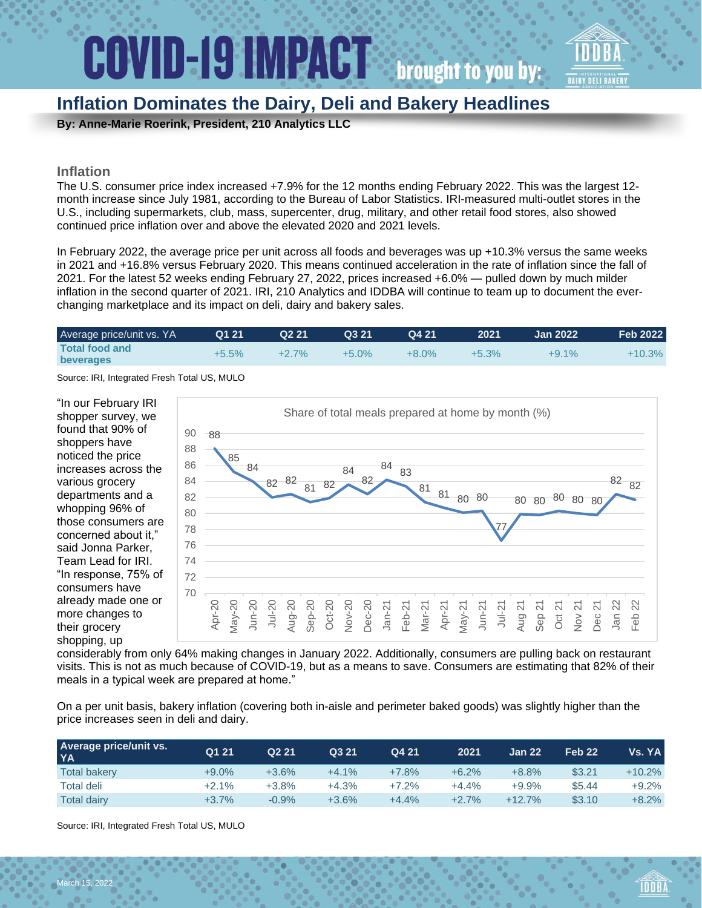# COVID-19 IMPACT brought to you by: IDDBA

## Inflation Dominates the Dairy, Deli and Bakery Headlines

**By: Anne-Marie Roerink, President, 210 Analytics LLC**

### Inflation

The U.S. consumer price index increased +7.9% for the 12 months ending February 2022. This was the largest 12-month increase since July 1981, according to the Bureau of Labor Statistics. IRI-measured multi-outlet stores in the U.S., including supermarkets, club, mass, supercenter, drug, military, and other retail food stores, also showed continued price inflation over and above the elevated 2020 and 2021 levels.

In February 2022, the average price per unit across all foods and beverages was up +10.3% versus the same weeks in 2021 and +16.8% versus February 2020. This means continued acceleration in the rate of inflation since the fall of 2021. For the latest 52 weeks ending February 27, 2022, prices increased +6.0% — pulled down by much milder inflation in the second quarter of 2021. IRI, 210 Analytics and IDDBA will continue to team up to document the ever-changing marketplace and its impact on deli, dairy and bakery sales.

| Average price/unit vs. YA | Q1 21 | Q2 21 | Q3 21 | Q4 21 | 2021 | Jan 2022 | Feb 2022 |
|---|---|---|---|---|---|---|---|
| **Total food and beverages** | +5.5% | +2.7% | +5.0% | +8.0% | +5.3% | +9.1% | +10.3% |

Source: IRI, Integrated Fresh Total US, MULO

Share of total meals prepared at home by month (%)

| Month | Apr-20 | May-20 | Jun-20 | Jul-20 | Aug-20 | Sep-20 | Oct-20 | Nov-20 | Dec-20 | Jan-21 | Feb-21 | Mar-21 | Apr-21 | May-21 | Jun-21 | Jul-21 | Aug 21 | Sep 21 | Oct 21 | Nov 21 | Dec 21 | Jan 22 | Feb 22 |
|---|---|---|---|---|---|---|---|---|---|---|---|---|---|---|---|---|---|---|---|---|---|---|---|
| % | 88 | 85 | 84 | 82 | 82 | 81 | 82 | 84 | 82 | 84 | 83 | 81 | 81 | 80 | 80 | 77 | 80 | 80 | 80 | 80 | 80 | 82 | 82 |

"In our February IRI shopper survey, we found that 90% of shoppers have noticed the price increases across the various grocery departments and a whopping 96% of those consumers are concerned about it," said Jonna Parker, Team Lead for IRI. "In response, 75% of consumers have already made one or more changes to their grocery shopping, up considerably from only 64% making changes in January 2022. Additionally, consumers are pulling back on restaurant visits. This is not as much because of COVID-19, but as a means to save. Consumers are estimating that 82% of their meals in a typical week are prepared at home."

On a per unit basis, bakery inflation (covering both in-aisle and perimeter baked goods) was slightly higher than the price increases seen in deli and dairy.

| Average price/unit vs. YA | Q1 21 | Q2 21 | Q3 21 | Q4 21 | 2021 | Jan 22 | Feb 22 | Vs. YA |
|---|---|---|---|---|---|---|---|---|
| Total bakery | +9.0% | +3.6% | +4.1% | +7.8% | +6.2% | +8.8% | $3.21 | +10.2% |
| Total deli | +2.1% | +3.8% | +4.3% | +7.2% | +4.4% | +9.9% | $5.44 | +9.2% |
| Total dairy | +3.7% | -0.9% | +3.6% | +4.4% | +2.7% | +12.7% | $3.10 | +8.2% |

Source: IRI, Integrated Fresh Total US, MULO

March 15, 2022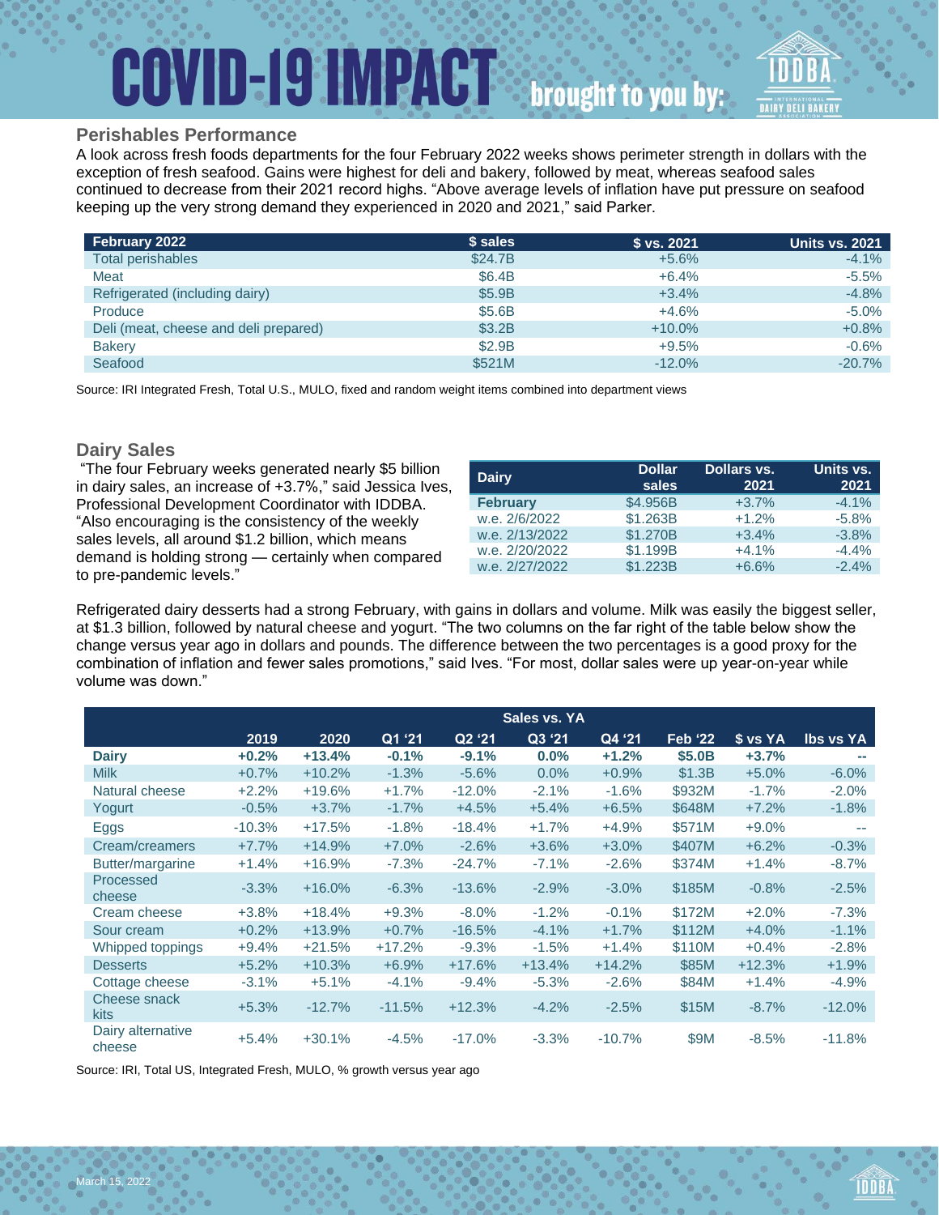## Perishables Performance

A look across fresh foods departments for the four February 2022 weeks shows perimeter strength in dollars with the exception of fresh seafood. Gains were highest for deli and bakery, followed by meat, whereas seafood sales continued to decrease from their 2021 record highs. “Above average levels of inflation have put pressure on seafood keeping up the very strong demand they experienced in 2020 and 2021,” said Parker.

| February 2022 | $ sales | $ vs. 2021 | Units vs. 2021 |
|---|---|---|---|
| Total perishables | $24.7B | +5.6% | -4.1% |
| Meat | $6.4B | +6.4% | -5.5% |
| Refrigerated (including dairy) | $5.9B | +3.4% | -4.8% |
| Produce | $5.6B | +4.6% | -5.0% |
| Deli (meat, cheese and deli prepared) | $3.2B | +10.0% | +0.8% |
| Bakery | $2.9B | +9.5% | -0.6% |
| Seafood | $521M | -12.0% | -20.7% |

Source: IRI Integrated Fresh, Total U.S., MULO, fixed and random weight items combined into department views

## Dairy Sales

“The four February weeks generated nearly $5 billion in dairy sales, an increase of +3.7%,” said Jessica Ives, Professional Development Coordinator with IDDBA. “Also encouraging is the consistency of the weekly sales levels, all around $1.2 billion, which means demand is holding strong — certainly when compared to pre-pandemic levels.”

| Dairy | Dollar sales | Dollars vs. 2021 | Units vs. 2021 |
|---|---|---|---|
| **February** | $4.956B | +3.7% | -4.1% |
| w.e. 2/6/2022 | $1.263B | +1.2% | -5.8% |
| w.e. 2/13/2022 | $1.270B | +3.4% | -3.8% |
| w.e. 2/20/2022 | $1.199B | +4.1% | -4.4% |
| w.e. 2/27/2022 | $1.223B | +6.6% | -2.4% |

Refrigerated dairy desserts had a strong February, with gains in dollars and volume. Milk was easily the biggest seller, at $1.3 billion, followed by natural cheese and yogurt. “The two columns on the far right of the table below show the change versus year ago in dollars and pounds. The difference between the two percentages is a good proxy for the combination of inflation and fewer sales promotions,” said Ives. “For most, dollar sales were up year-on-year while volume was down.”

| | Sales vs. YA | | | | | | | | |
|---|---|---|---|---|---|---|---|---|---|
| | 2019 | 2020 | Q1 ‘21 | Q2 ‘21 | Q3 ‘21 | Q4 ‘21 | Feb ‘22 | $ vs YA | lbs vs YA |
| **Dairy** | **+0.2%** | **+13.4%** | **-0.1%** | **-9.1%** | **0.0%** | **+1.2%** | **$5.0B** | **+3.7%** | **--** |
| Milk | +0.7% | +10.2% | -1.3% | -5.6% | 0.0% | +0.9% | $1.3B | +5.0% | -6.0% |
| Natural cheese | +2.2% | +19.6% | +1.7% | -12.0% | -2.1% | -1.6% | $932M | -1.7% | -2.0% |
| Yogurt | -0.5% | +3.7% | -1.7% | +4.5% | +5.4% | +6.5% | $648M | +7.2% | -1.8% |
| Eggs | -10.3% | +17.5% | -1.8% | -18.4% | +1.7% | +4.9% | $571M | +9.0% | -- |
| Cream/creamers | +7.7% | +14.9% | +7.0% | -2.6% | +3.6% | +3.0% | $407M | +6.2% | -0.3% |
| Butter/margarine | +1.4% | +16.9% | -7.3% | -24.7% | -7.1% | -2.6% | $374M | +1.4% | -8.7% |
| Processed cheese | -3.3% | +16.0% | -6.3% | -13.6% | -2.9% | -3.0% | $185M | -0.8% | -2.5% |
| Cream cheese | +3.8% | +18.4% | +9.3% | -8.0% | -1.2% | -0.1% | $172M | +2.0% | -7.3% |
| Sour cream | +0.2% | +13.9% | +0.7% | -16.5% | -4.1% | +1.7% | $112M | +4.0% | -1.1% |
| Whipped toppings | +9.4% | +21.5% | +17.2% | -9.3% | -1.5% | +1.4% | $110M | +0.4% | -2.8% |
| Desserts | +5.2% | +10.3% | +6.9% | +17.6% | +13.4% | +14.2% | $85M | +12.3% | +1.9% |
| Cottage cheese | -3.1% | +5.1% | -4.1% | -9.4% | -5.3% | -2.6% | $84M | +1.4% | -4.9% |
| Cheese snack kits | +5.3% | -12.7% | -11.5% | +12.3% | -4.2% | -2.5% | $15M | -8.7% | -12.0% |
| Dairy alternative cheese | +5.4% | +30.1% | -4.5% | -17.0% | -3.3% | -10.7% | $9M | -8.5% | -11.8% |

Source: IRI, Total US, Integrated Fresh, MULO, % growth versus year ago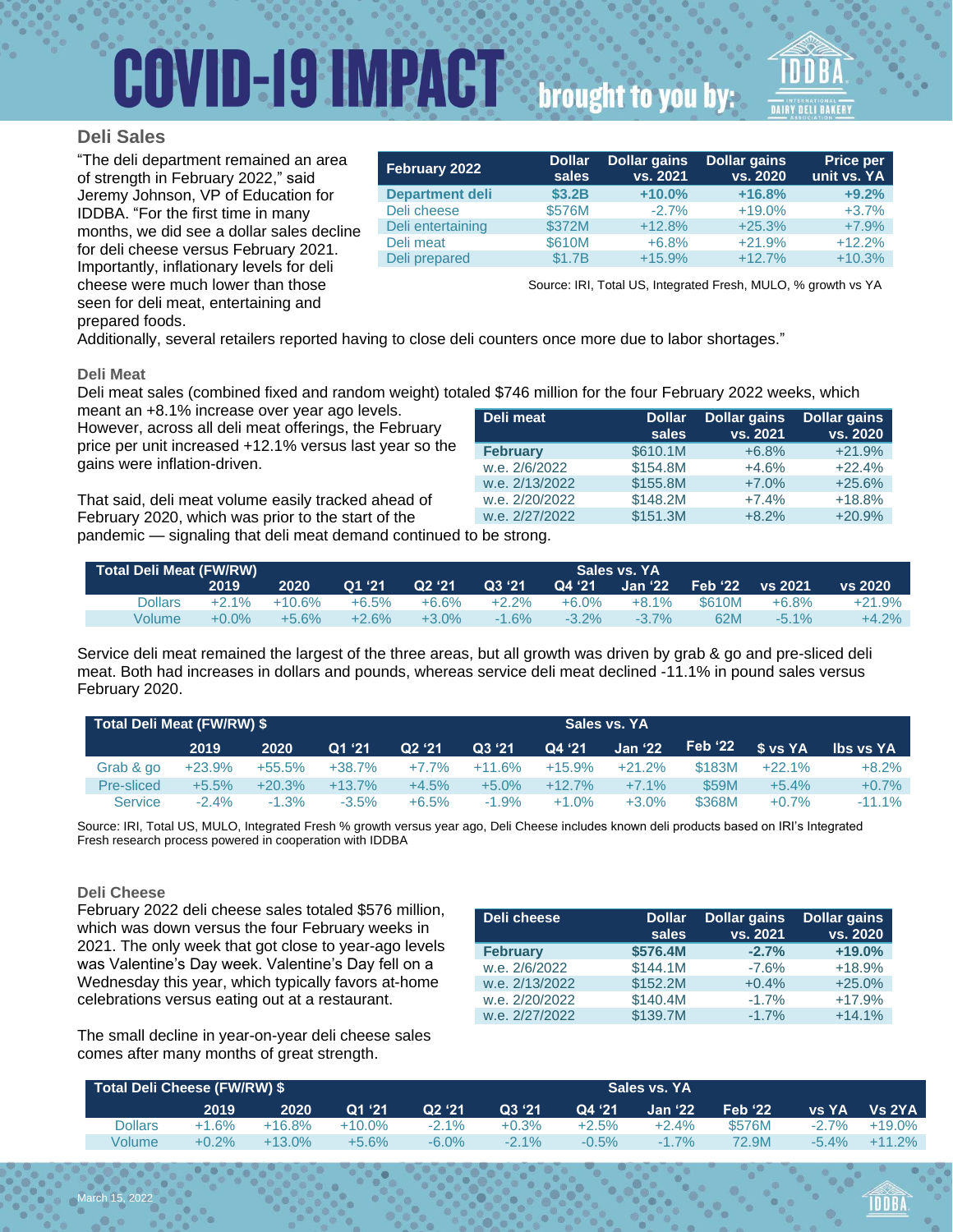# COVID-19 IMPACT brought to you by:

## Deli Sales

"The deli department remained an area of strength in February 2022," said Jeremy Johnson, VP of Education for IDDBA. "For the first time in many months, we did see a dollar sales decline for deli cheese versus February 2021. Importantly, inflationary levels for deli cheese were much lower than those seen for deli meat, entertaining and prepared foods. Additionally, several retailers reported having to close deli counters once more due to labor shortages."

| February 2022 | Dollar sales | Dollar gains vs. 2021 | Dollar gains vs. 2020 | Price per unit vs. YA |
|---|---|---|---|---|
| **Department deli** | **$3.2B** | **+10.0%** | **+16.8%** | **+9.2%** |
| Deli cheese | $576M | -2.7% | +19.0% | +3.7% |
| Deli entertaining | $372M | +12.8% | +25.3% | +7.9% |
| Deli meat | $610M | +6.8% | +21.9% | +12.2% |
| Deli prepared | $1.7B | +15.9% | +12.7% | +10.3% |

Source: IRI, Total US, Integrated Fresh, MULO, % growth vs YA

### Deli Meat

Deli meat sales (combined fixed and random weight) totaled $746 million for the four February 2022 weeks, which meant an +8.1% increase over year ago levels. However, across all deli meat offerings, the February price per unit increased +12.1% versus last year so the gains were inflation-driven.

That said, deli meat volume easily tracked ahead of February 2020, which was prior to the start of the pandemic — signaling that deli meat demand continued to be strong.

| Deli meat | Dollar sales | Dollar gains vs. 2021 | Dollar gains vs. 2020 |
|---|---|---|---|
| **February** | $610.1M | +6.8% | +21.9% |
| w.e. 2/6/2022 | $154.8M | +4.6% | +22.4% |
| w.e. 2/13/2022 | $155.8M | +7.0% | +25.6% |
| w.e. 2/20/2022 | $148.2M | +7.4% | +18.8% |
| w.e. 2/27/2022 | $151.3M | +8.2% | +20.9% |

| Total Deli Meat (FW/RW) | Sales vs. YA | | | | | | | | | |
|---|---|---|---|---|---|---|---|---|---|---|
| | 2019 | 2020 | Q1 '21 | Q2 '21 | Q3 '21 | Q4 '21 | Jan '22 | Feb '22 | vs 2021 | vs 2020 |
| Dollars | +2.1% | +10.6% | +6.5% | +6.6% | +2.2% | +6.0% | +8.1% | $610M | +6.8% | +21.9% |
| Volume | +0.0% | +5.6% | +2.6% | +3.0% | -1.6% | -3.2% | -3.7% | 62M | -5.1% | +4.2% |

Service deli meat remained the largest of the three areas, but all growth was driven by grab & go and pre-sliced deli meat. Both had increases in dollars and pounds, whereas service deli meat declined -11.1% in pound sales versus February 2020.

| Total Deli Meat (FW/RW) $ | Sales vs. YA | | | | | | | | | |
|---|---|---|---|---|---|---|---|---|---|---|
| | 2019 | 2020 | Q1 '21 | Q2 '21 | Q3 '21 | Q4 '21 | Jan '22 | Feb '22 | $ vs YA | lbs vs YA |
| Grab & go | +23.9% | +55.5% | +38.7% | +7.7% | +11.6% | +15.9% | +21.2% | $183M | +22.1% | +8.2% |
| Pre-sliced | +5.5% | +20.3% | +13.7% | +4.5% | +5.0% | +12.7% | +7.1% | $59M | +5.4% | +0.7% |
| Service | -2.4% | -1.3% | -3.5% | +6.5% | -1.9% | +1.0% | +3.0% | $368M | +0.7% | -11.1% |

Source: IRI, Total US, MULO, Integrated Fresh % growth versus year ago, Deli Cheese includes known deli products based on IRI's Integrated Fresh research process powered in cooperation with IDDBA

### Deli Cheese

February 2022 deli cheese sales totaled $576 million, which was down versus the four February weeks in 2021. The only week that got close to year-ago levels was Valentine's Day week. Valentine's Day fell on a Wednesday this year, which typically favors at-home celebrations versus eating out at a restaurant.

The small decline in year-on-year deli cheese sales comes after many months of great strength.

| Deli cheese | Dollar sales | Dollar gains vs. 2021 | Dollar gains vs. 2020 |
|---|---|---|---|
| **February** | **$576.4M** | **-2.7%** | **+19.0%** |
| w.e. 2/6/2022 | $144.1M | -7.6% | +18.9% |
| w.e. 2/13/2022 | $152.2M | +0.4% | +25.0% |
| w.e. 2/20/2022 | $140.4M | -1.7% | +17.9% |
| w.e. 2/27/2022 | $139.7M | -1.7% | +14.1% |

| Total Deli Cheese (FW/RW) $ | Sales vs. YA | | | | | | | | | |
|---|---|---|---|---|---|---|---|---|---|---|
| | 2019 | 2020 | Q1 '21 | Q2 '21 | Q3 '21 | Q4 '21 | Jan '22 | Feb '22 | vs YA | Vs 2YA |
| Dollars | +1.6% | +16.8% | +10.0% | -2.1% | +0.3% | +2.5% | +2.4% | $576M | -2.7% | +19.0% |
| Volume | +0.2% | +13.0% | +5.6% | -6.0% | -2.1% | -0.5% | -1.7% | 72.9M | -5.4% | +11.2% |

March 15, 2022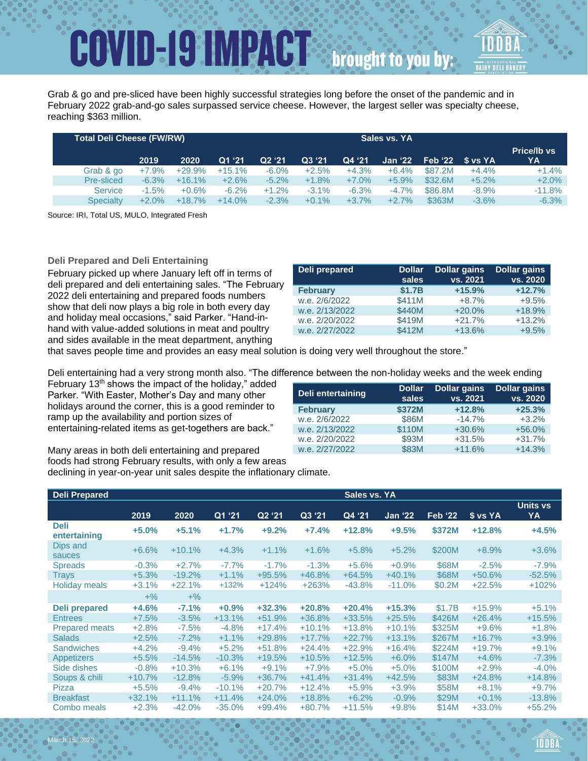# COVID-19 IMPACT brought to you by:

Grab & go and pre-sliced have been highly successful strategies long before the onset of the pandemic and in February 2022 grab-and-go sales surpassed service cheese. However, the largest seller was specialty cheese, reaching $363 million.

| Total Deli Cheese (FW/RW) | Sales vs. YA | | | | | | | | | |
|---|---|---|---|---|---|---|---|---|---|---|
| | 2019 | 2020 | Q1 '21 | Q2 '21 | Q3 '21 | Q4 '21 | Jan '22 | Feb '22 | $ vs YA | Price/lb vs YA |
| Grab & go | +7.9% | +29.9% | +15.1% | -6.0% | +2.5% | +4.3% | +6.4% | $87.2M | +4.4% | +1.4% |
| Pre-sliced | -6.3% | +16.1% | +2.6% | -5.2% | +1.8% | +7.0% | +5.9% | $32.6M | +5.2% | +2.0% |
| Service | -1.5% | +0.6% | -6.2% | +1.2% | -3.1% | -6.3% | -4.7% | $86.8M | -8.9% | -11.8% |
| Specialty | +2.0% | +18.7% | +14.0% | -2.3% | +0.1% | +3.7% | +2.7% | $363M | -3.6% | -6.3% |

Source: IRI, Total US, MULO, Integrated Fresh

### Deli Prepared and Deli Entertaining

February picked up where January left off in terms of deli prepared and deli entertaining sales. "The February 2022 deli entertaining and prepared foods numbers show that deli now plays a big role in both every day and holiday meal occasions," said Parker. "Hand-in-hand with value-added solutions in meat and poultry and sides available in the meat department, anything that saves people time and provides an easy meal solution is doing very well throughout the store."

| Deli prepared | Dollar sales | Dollar gains vs. 2021 | Dollar gains vs. 2020 |
|---|---|---|---|
| **February** | **$1.7B** | **+15.9%** | **+12.7%** |
| w.e. 2/6/2022 | $411M | +8.7% | +9.5% |
| w.e. 2/13/2022 | $440M | +20.0% | +18.9% |
| w.e. 2/20/2022 | $419M | +21.7% | +13.2% |
| w.e. 2/27/2022 | $412M | +13.6% | +9.5% |

Deli entertaining had a very strong month also. "The difference between the non-holiday weeks and the week ending February 13th shows the impact of the holiday," added Parker. "With Easter, Mother's Day and many other holidays around the corner, this is a good reminder to ramp up the availability and portion sizes of entertaining-related items as get-togethers are back."

| Deli entertaining | Dollar sales | Dollar gains vs. 2021 | Dollar gains vs. 2020 |
|---|---|---|---|
| **February** | **$372M** | **+12.8%** | **+25.3%** |
| w.e. 2/6/2022 | $86M | -14.7% | +3.2% |
| w.e. 2/13/2022 | $110M | +30.6% | +56.0% |
| w.e. 2/20/2022 | $93M | +31.5% | +31.7% |
| w.e. 2/27/2022 | $83M | +11.6% | +14.3% |

Many areas in both deli entertaining and prepared foods had strong February results, with only a few areas declining in year-on-year unit sales despite the inflationary climate.

| Deli Prepared | Sales vs. YA | | | | | | | | | |
|---|---|---|---|---|---|---|---|---|---|---|
| | 2019 | 2020 | Q1 '21 | Q2 '21 | Q3 '21 | Q4 '21 | Jan '22 | Feb '22 | $ vs YA | Units vs YA |
| **Deli entertaining** | **+5.0%** | **+5.1%** | **+1.7%** | **+9.2%** | **+7.4%** | **+12.8%** | **+9.5%** | **$372M** | **+12.8%** | **+4.5%** |
| Dips and sauces | +6.6% | +10.1% | +4.3% | +1.1% | +1.6% | +5.8% | +5.2% | $200M | +8.9% | +3.6% |
| Spreads | -0.3% | +2.7% | -7.7% | -1.7% | -1.3% | +5.6% | +0.9% | $68M | -2.5% | -7.9% |
| Trays | +5.3% | -19.2% | +1.1% | +95.5% | +46.8% | +64.5% | +40.1% | $68M | +50.6% | -52.5% |
| Holiday meals | +3.1% | +22.1% | +132% | +124% | +263% | -43.8% | -11.0% | $0.2M | +22.5% | +102% |
| | +% | +% | | | | | | | | |
| **Deli prepared** | **+4.6%** | **-7.1%** | **+0.9%** | **+32.3%** | **+20.8%** | **+20.4%** | **+15.3%** | $1.7B | +15.9% | +5.1% |
| Entrees | +7.5% | -3.5% | +13.1% | +51.9% | +36.8% | +33.5% | +25.5% | $426M | +26.4% | +15.5% |
| Prepared meats | +2.8% | -7.5% | -4.8% | +17.4% | +10.1% | +13.8% | +10.1% | $325M | +9.6% | +1.8% |
| Salads | +2.5% | -7.2% | +1.1% | +29.8% | +17.7% | +22.7% | +13.1% | $267M | +16.7% | +3.9% |
| Sandwiches | +4.2% | -9.4% | +5.2% | +51.8% | +24.4% | +22.9% | +16.4% | $224M | +19.7% | +9.1% |
| Appetizers | +5.5% | -14.5% | -10.3% | +19.5% | +10.5% | +12.5% | +6.0% | $147M | +4.6% | -7.3% |
| Side dishes | -0.8% | +10.3% | +6.1% | +9.1% | +7.9% | +5.0% | +5.0% | $100M | +2.9% | -4.0% |
| Soups & chili | +10.7% | -12.8% | -5.9% | +36.7% | +41.4% | +31.4% | +42.5% | $83M | +24.8% | +14.8% |
| Pizza | +5.5% | -9.4% | -10.1% | +20.7% | +12.4% | +5.9% | +3.9% | $58M | +8.1% | +9.7% |
| Breakfast | +32.1% | +11.1% | +11.4% | +24.0% | +18.8% | +6.2% | -0.9% | $29M | +0.1% | -13.8% |
| Combo meals | +2.3% | -42.0% | -35.0% | +99.4% | +80.7% | +11.5% | +9.8% | $14M | +33.0% | +55.2% |

March 15, 2022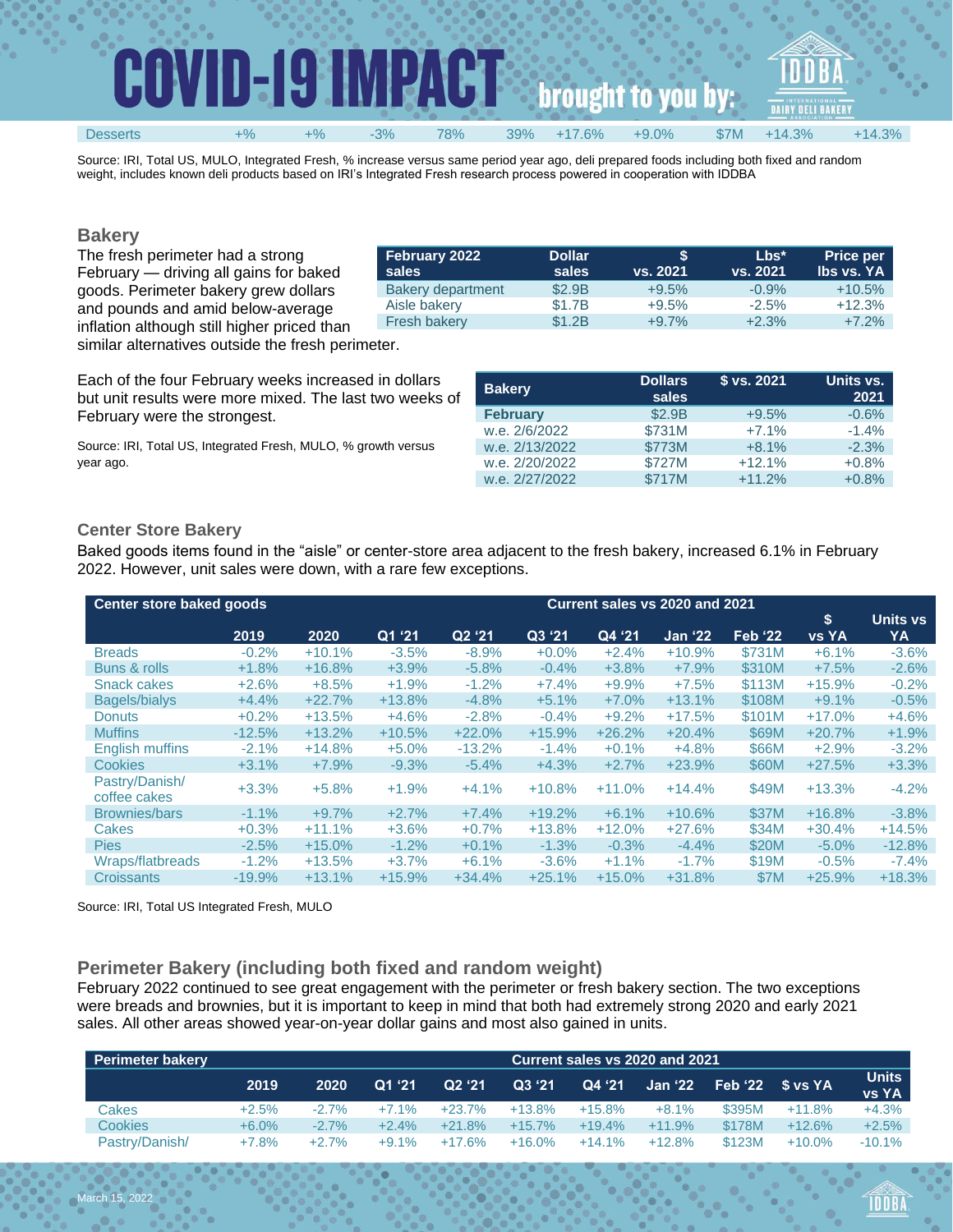| Desserts | +% | +% | -3% | 78% | 39% | +17.6% | +9.0% | $7M | +14.3% | +14.3% |
|---|---|---|---|---|---|---|---|---|---|---|

Source: IRI, Total US, MULO, Integrated Fresh, % increase versus same period year ago, deli prepared foods including both fixed and random weight, includes known deli products based on IRI's Integrated Fresh research process powered in cooperation with IDDBA

## Bakery

The fresh perimeter had a strong February — driving all gains for baked goods. Perimeter bakery grew dollars and pounds and amid below-average inflation although still higher priced than similar alternatives outside the fresh perimeter.

| February 2022 sales | Dollar sales | $ vs. 2021 | Lbs* vs. 2021 | Price per lbs vs. YA |
|---|---|---|---|---|
| Bakery department | $2.9B | +9.5% | -0.9% | +10.5% |
| Aisle bakery | $1.7B | +9.5% | -2.5% | +12.3% |
| Fresh bakery | $1.2B | +9.7% | +2.3% | +7.2% |

Each of the four February weeks increased in dollars but unit results were more mixed. The last two weeks of February were the strongest.

Source: IRI, Total US, Integrated Fresh, MULO, % growth versus year ago.

| Bakery | Dollars sales | $ vs. 2021 | Units vs. 2021 |
|---|---|---|---|
| **February** | $2.9B | +9.5% | -0.6% |
| w.e. 2/6/2022 | $731M | +7.1% | -1.4% |
| w.e. 2/13/2022 | $773M | +8.1% | -2.3% |
| w.e. 2/20/2022 | $727M | +12.1% | +0.8% |
| w.e. 2/27/2022 | $717M | +11.2% | +0.8% |

## Center Store Bakery

Baked goods items found in the "aisle" or center-store area adjacent to the fresh bakery, increased 6.1% in February 2022. However, unit sales were down, with a rare few exceptions.

| Center store baked goods | Current sales vs 2020 and 2021 | | | | | | | | | |
|---|---|---|---|---|---|---|---|---|---|---|
| | 2019 | 2020 | Q1 '21 | Q2 '21 | Q3 '21 | Q4 '21 | Jan '22 | Feb '22 | $ vs YA | Units vs YA |
| Breads | -0.2% | +10.1% | -3.5% | -8.9% | +0.0% | +2.4% | +10.9% | $731M | +6.1% | -3.6% |
| Buns & rolls | +1.8% | +16.8% | +3.9% | -5.8% | -0.4% | +3.8% | +7.9% | $310M | +7.5% | -2.6% |
| Snack cakes | +2.6% | +8.5% | +1.9% | -1.2% | +7.4% | +9.9% | +7.5% | $113M | +15.9% | -0.2% |
| Bagels/bialys | +4.4% | +22.7% | +13.8% | -4.8% | +5.1% | +7.0% | +13.1% | $108M | +9.1% | -0.5% |
| Donuts | +0.2% | +13.5% | +4.6% | -2.8% | -0.4% | +9.2% | +17.5% | $101M | +17.0% | +4.6% |
| Muffins | -12.5% | +13.2% | +10.5% | +22.0% | +15.9% | +26.2% | +20.4% | $69M | +20.7% | +1.9% |
| English muffins | -2.1% | +14.8% | +5.0% | -13.2% | -1.4% | +0.1% | +4.8% | $66M | +2.9% | -3.2% |
| Cookies | +3.1% | +7.9% | -9.3% | -5.4% | +4.3% | +2.7% | +23.9% | $60M | +27.5% | +3.3% |
| Pastry/Danish/ coffee cakes | +3.3% | +5.8% | +1.9% | +4.1% | +10.8% | +11.0% | +14.4% | $49M | +13.3% | -4.2% |
| Brownies/bars | -1.1% | +9.7% | +2.7% | +7.4% | +19.2% | +6.1% | +10.6% | $37M | +16.8% | -3.8% |
| Cakes | +0.3% | +11.1% | +3.6% | +0.7% | +13.8% | +12.0% | +27.6% | $34M | +30.4% | +14.5% |
| Pies | -2.5% | +15.0% | -1.2% | +0.1% | -1.3% | -0.3% | -4.4% | $20M | -5.0% | -12.8% |
| Wraps/flatbreads | -1.2% | +13.5% | +3.7% | +6.1% | -3.6% | +1.1% | -1.7% | $19M | -0.5% | -7.4% |
| Croissants | -19.9% | +13.1% | +15.9% | +34.4% | +25.1% | +15.0% | +31.8% | $7M | +25.9% | +18.3% |

Source: IRI, Total US Integrated Fresh, MULO

## Perimeter Bakery (including both fixed and random weight)

February 2022 continued to see great engagement with the perimeter or fresh bakery section. The two exceptions were breads and brownies, but it is important to keep in mind that both had extremely strong 2020 and early 2021 sales. All other areas showed year-on-year dollar gains and most also gained in units.

| Perimeter bakery | Current sales vs 2020 and 2021 | | | | | | | | | |
|---|---|---|---|---|---|---|---|---|---|---|
| | 2019 | 2020 | Q1 '21 | Q2 '21 | Q3 '21 | Q4 '21 | Jan '22 | Feb '22 | $ vs YA | Units vs YA |
| Cakes | +2.5% | -2.7% | +7.1% | +23.7% | +13.8% | +15.8% | +8.1% | $395M | +11.8% | +4.3% |
| Cookies | +6.0% | -2.7% | +2.4% | +21.8% | +15.7% | +19.4% | +11.9% | $178M | +12.6% | +2.5% |
| Pastry/Danish/ | +7.8% | +2.7% | +9.1% | +17.6% | +16.0% | +14.1% | +12.8% | $123M | +10.0% | -10.1% |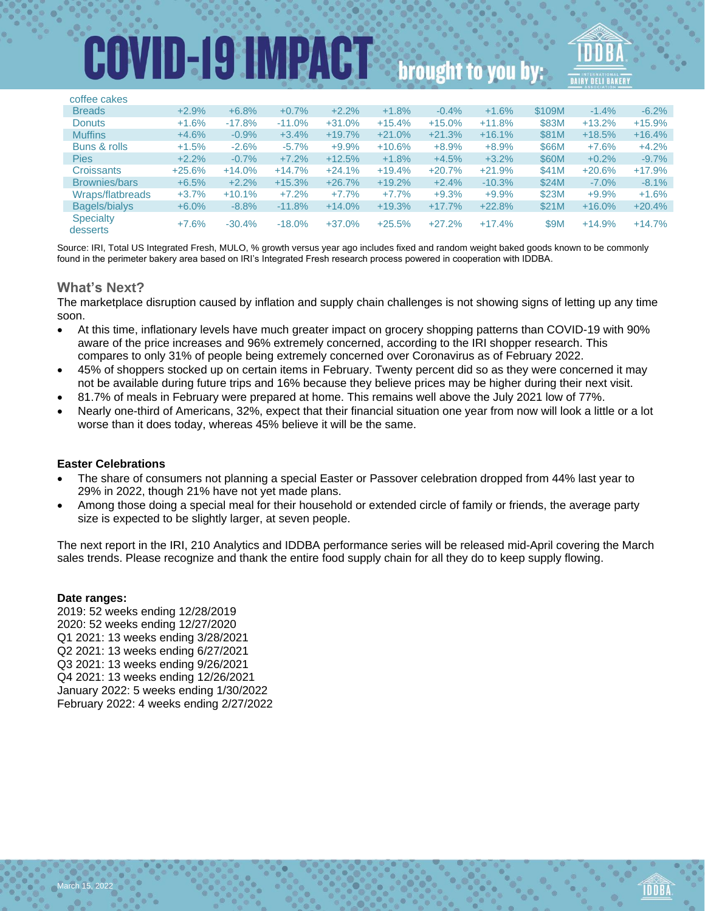| | | | | | | | | | | |
|---|---|---|---|---|---|---|---|---|---|---|
| coffee cakes | | | | | | | | | | |
| Breads | +2.9% | +6.8% | +0.7% | +2.2% | +1.8% | -0.4% | +1.6% | $109M | -1.4% | -6.2% |
| Donuts | +1.6% | -17.8% | -11.0% | +31.0% | +15.4% | +15.0% | +11.8% | $83M | +13.2% | +15.9% |
| Muffins | +4.6% | -0.9% | +3.4% | +19.7% | +21.0% | +21.3% | +16.1% | $81M | +18.5% | +16.4% |
| Buns & rolls | +1.5% | -2.6% | -5.7% | +9.9% | +10.6% | +8.9% | +8.9% | $66M | +7.6% | +4.2% |
| Pies | +2.2% | -0.7% | +7.2% | +12.5% | +1.8% | +4.5% | +3.2% | $60M | +0.2% | -9.7% |
| Croissants | +25.6% | +14.0% | +14.7% | +24.1% | +19.4% | +20.7% | +21.9% | $41M | +20.6% | +17.9% |
| Brownies/bars | +6.5% | +2.2% | +15.3% | +26.7% | +19.2% | +2.4% | -10.3% | $24M | -7.0% | -8.1% |
| Wraps/flatbreads | +3.7% | +10.1% | +7.2% | +7.7% | +7.7% | +9.3% | +9.9% | $23M | +9.9% | +1.6% |
| Bagels/bialys | +6.0% | -8.8% | -11.8% | +14.0% | +19.3% | +17.7% | +22.8% | $21M | +16.0% | +20.4% |
| Specialty desserts | +7.6% | -30.4% | -18.0% | +37.0% | +25.5% | +27.2% | +17.4% | $9M | +14.9% | +14.7% |

Source: IRI, Total US Integrated Fresh, MULO, % growth versus year ago includes fixed and random weight baked goods known to be commonly found in the perimeter bakery area based on IRI's Integrated Fresh research process powered in cooperation with IDDBA.

## What's Next?

The marketplace disruption caused by inflation and supply chain challenges is not showing signs of letting up any time soon.

- At this time, inflationary levels have much greater impact on grocery shopping patterns than COVID-19 with 90% aware of the price increases and 96% extremely concerned, according to the IRI shopper research. This compares to only 31% of people being extremely concerned over Coronavirus as of February 2022.
- 45% of shoppers stocked up on certain items in February. Twenty percent did so as they were concerned it may not be available during future trips and 16% because they believe prices may be higher during their next visit.
- 81.7% of meals in February were prepared at home. This remains well above the July 2021 low of 77%.
- Nearly one-third of Americans, 32%, expect that their financial situation one year from now will look a little or a lot worse than it does today, whereas 45% believe it will be the same.

**Easter Celebrations**

- The share of consumers not planning a special Easter or Passover celebration dropped from 44% last year to 29% in 2022, though 21% have not yet made plans.
- Among those doing a special meal for their household or extended circle of family or friends, the average party size is expected to be slightly larger, at seven people.

The next report in the IRI, 210 Analytics and IDDBA performance series will be released mid-April covering the March sales trends. Please recognize and thank the entire food supply chain for all they do to keep supply flowing.

**Date ranges:**
2019: 52 weeks ending 12/28/2019
2020: 52 weeks ending 12/27/2020
Q1 2021: 13 weeks ending 3/28/2021
Q2 2021: 13 weeks ending 6/27/2021
Q3 2021: 13 weeks ending 9/26/2021
Q4 2021: 13 weeks ending 12/26/2021
January 2022: 5 weeks ending 1/30/2022
February 2022: 4 weeks ending 2/27/2022